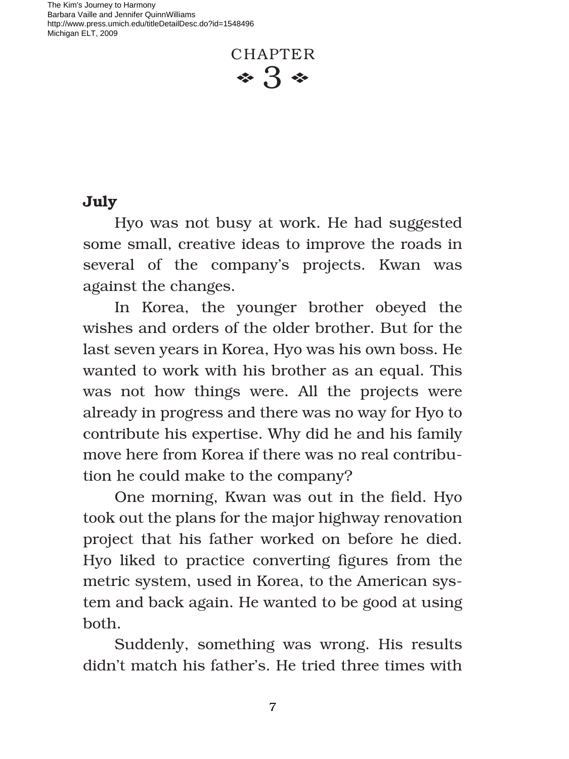# CHAPTER 3

**July**

Hyo was not busy at work. He had suggested some small, creative ideas to improve the roads in several of the company's projects. Kwan was against the changes.

In Korea, the younger brother obeyed the wishes and orders of the older brother. But for the last seven years in Korea, Hyo was his own boss. He wanted to work with his brother as an equal. This was not how things were. All the projects were already in progress and there was no way for Hyo to contribute his expertise. Why did he and his family move here from Korea if there was no real contribution he could make to the company?

One morning, Kwan was out in the field. Hyo took out the plans for the major highway renovation project that his father worked on before he died. Hyo liked to practice converting figures from the metric system, used in Korea, to the American system and back again. He wanted to be good at using both.

Suddenly, something was wrong. His results didn't match his father's. He tried three times with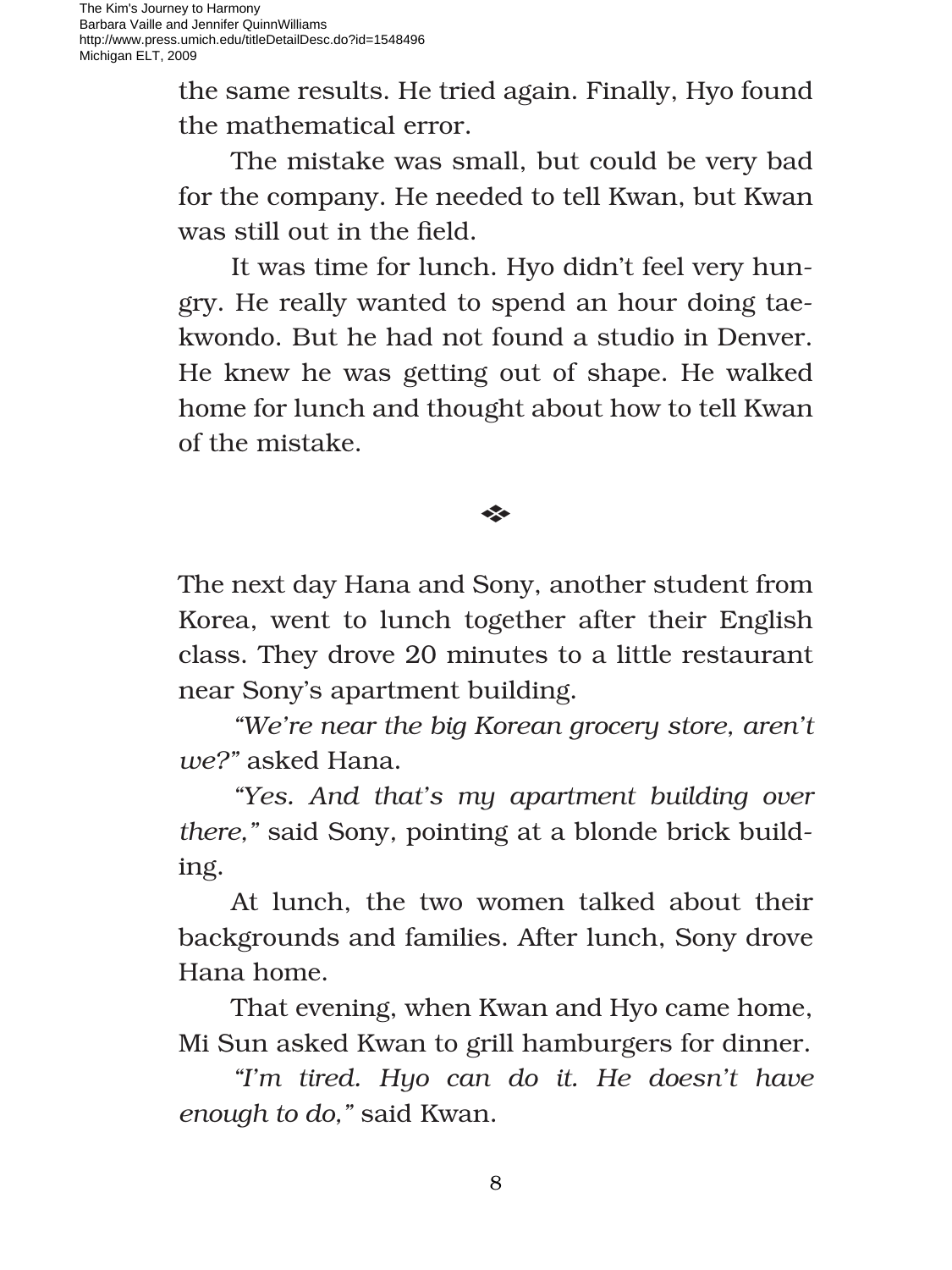the same results. He tried again. Finally, Hyo found the mathematical error.

The mistake was small, but could be very bad for the company. He needed to tell Kwan, but Kwan was still out in the field.

It was time for lunch. Hyo didn't feel very hungry. He really wanted to spend an hour doing taekwondo. But he had not found a studio in Denver. He knew he was getting out of shape. He walked home for lunch and thought about how to tell Kwan of the mistake.

❖

The next day Hana and Sony, another student from Korea, went to lunch together after their English class. They drove 20 minutes to a little restaurant near Sony's apartment building.

*"We're near the big Korean grocery store, aren't we?"* asked Hana.

*"Yes. And that's my apartment building over there,"* said Sony, pointing at a blonde brick building.

At lunch, the two women talked about their backgrounds and families. After lunch, Sony drove Hana home.

That evening, when Kwan and Hyo came home, Mi Sun asked Kwan to grill hamburgers for dinner.

*"I'm tired. Hyo can do it. He doesn't have enough to do,"* said Kwan.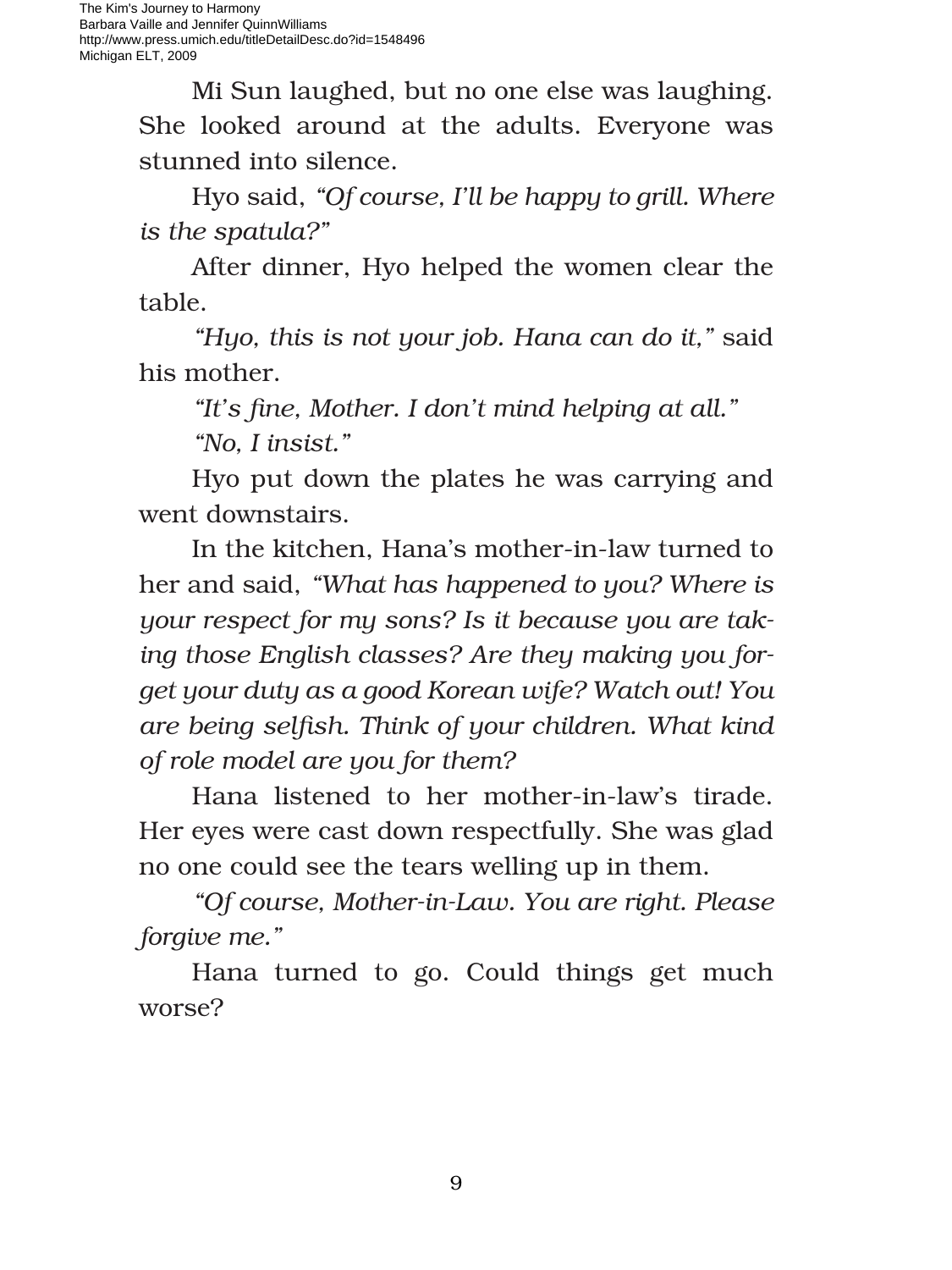Mi Sun laughed, but no one else was laughing. She looked around at the adults. Everyone was stunned into silence.

Hyo said, *"Of course, I'll be happy to grill. Where is the spatula?"*

After dinner, Hyo helped the women clear the table.

*"Hyo, this is not your job. Hana can do it,"* said his mother.

*"It's fine, Mother. I don't mind helping at all."*

*"No, I insist."*

Hyo put down the plates he was carrying and went downstairs.

In the kitchen, Hana's mother-in-law turned to her and said, *"What has happened to you? Where is your respect for my sons? Is it because you are taking those English classes? Are they making you forget your duty as a good Korean wife? Watch out! You are being selfish. Think of your children. What kind of role model are you for them?*

Hana listened to her mother-in-law's tirade. Her eyes were cast down respectfully. She was glad no one could see the tears welling up in them.

*"Of course, Mother-in-Law. You are right. Please forgive me."*

Hana turned to go. Could things get much worse?